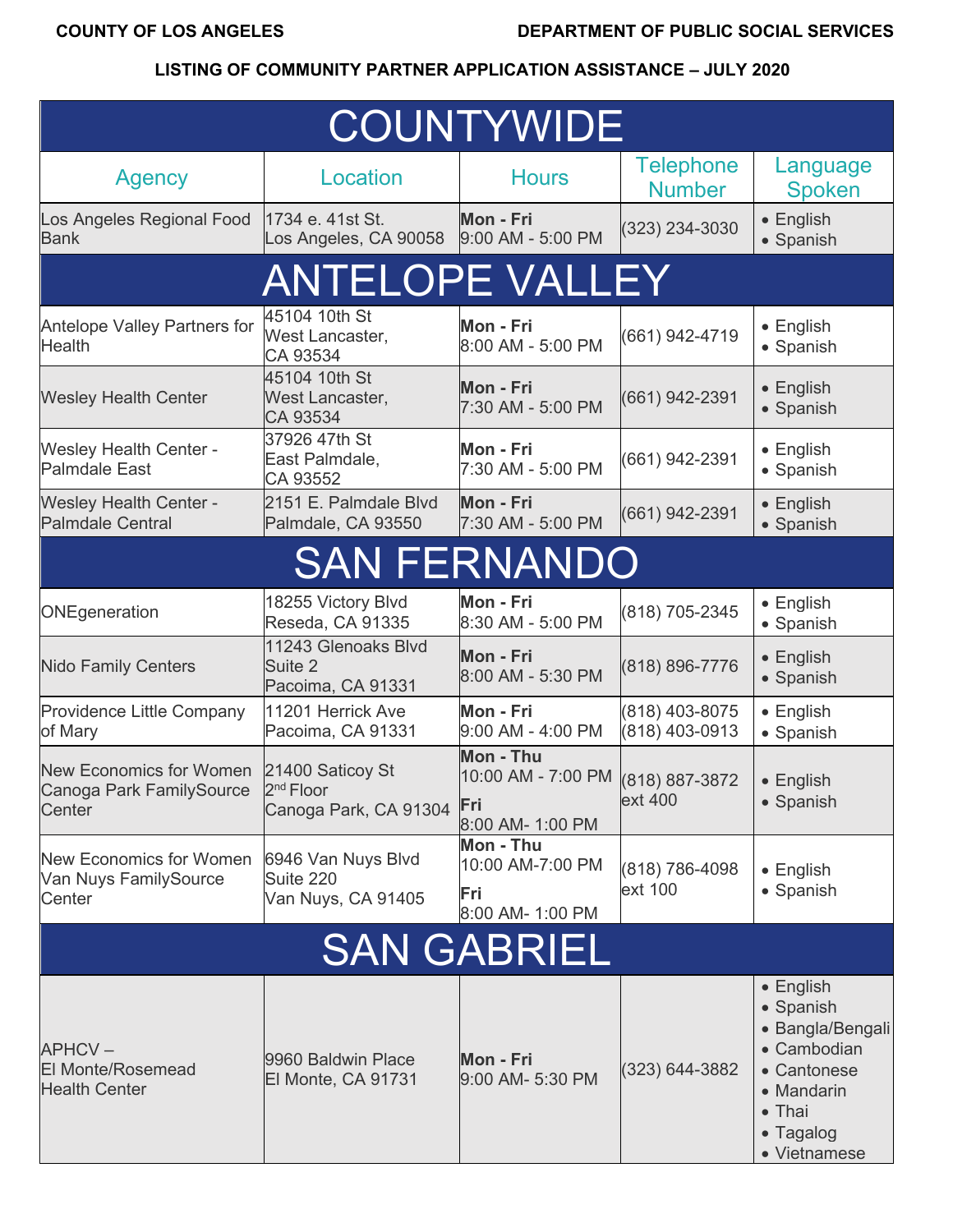COUNTY OF LOS ANGELES

DEPARTMENT OF PUBLIC SOCIAL SERVICES

**LISTING OF COMMUNITY PARTNER APPLICATION ASSISTANCE – JULY 2020**

| Agency | Location | Hours | Telephone Number | Language Spoken |
|---|---|---|---|---|
| **COUNTYWIDE** | | | | |
| Los Angeles Regional Food Bank | 1734 e. 41st St.<br>Los Angeles, CA 90058 | **Mon - Fri**<br>9:00 AM - 5:00 PM | (323) 234-3030 | • English<br>• Spanish |
| **ANTELOPE VALLEY** | | | | |
| Antelope Valley Partners for Health | 45104 10th St<br>West Lancaster,<br>CA 93534 | **Mon - Fri**<br>8:00 AM - 5:00 PM | (661) 942-4719 | • English<br>• Spanish |
| Wesley Health Center | 45104 10th St<br>West Lancaster,<br>CA 93534 | **Mon - Fri**<br>7:30 AM - 5:00 PM | (661) 942-2391 | • English<br>• Spanish |
| Wesley Health Center - Palmdale East | 37926 47th St<br>East Palmdale,<br>CA 93552 | **Mon - Fri**<br>7:30 AM - 5:00 PM | (661) 942-2391 | • English<br>• Spanish |
| Wesley Health Center - Palmdale Central | 2151 E. Palmdale Blvd<br>Palmdale, CA 93550 | **Mon - Fri**<br>7:30 AM - 5:00 PM | (661) 942-2391 | • English<br>• Spanish |
| **SAN FERNANDO** | | | | |
| ONEgeneration | 18255 Victory Blvd<br>Reseda, CA 91335 | **Mon - Fri**<br>8:30 AM - 5:00 PM | (818) 705-2345 | • English<br>• Spanish |
| Nido Family Centers | 11243 Glenoaks Blvd<br>Suite 2<br>Pacoima, CA 91331 | **Mon - Fri**<br>8:00 AM - 5:30 PM | (818) 896-7776 | • English<br>• Spanish |
| Providence Little Company of Mary | 11201 Herrick Ave<br>Pacoima, CA 91331 | **Mon - Fri**<br>9:00 AM - 4:00 PM | (818) 403-8075<br>(818) 403-0913 | • English<br>• Spanish |
| New Economics for Women Canoga Park FamilySource Center | 21400 Saticoy St<br>2nd Floor<br>Canoga Park, CA 91304 | **Mon - Thu**<br>10:00 AM - 7:00 PM<br>**Fri**<br>8:00 AM- 1:00 PM | (818) 887-3872 ext 400 | • English<br>• Spanish |
| New Economics for Women Van Nuys FamilySource Center | 6946 Van Nuys Blvd<br>Suite 220<br>Van Nuys, CA 91405 | **Mon - Thu**<br>10:00 AM-7:00 PM<br>**Fri**<br>8:00 AM- 1:00 PM | (818) 786-4098 ext 100 | • English<br>• Spanish |
| **SAN GABRIEL** | | | | |
| APHCV –<br>El Monte/Rosemead Health Center | 9960 Baldwin Place<br>El Monte, CA 91731 | **Mon - Fri**<br>9:00 AM- 5:30 PM | (323) 644-3882 | • English<br>• Spanish<br>• Bangla/Bengali<br>• Cambodian<br>• Cantonese<br>• Mandarin<br>• Thai<br>• Tagalog<br>• Vietnamese |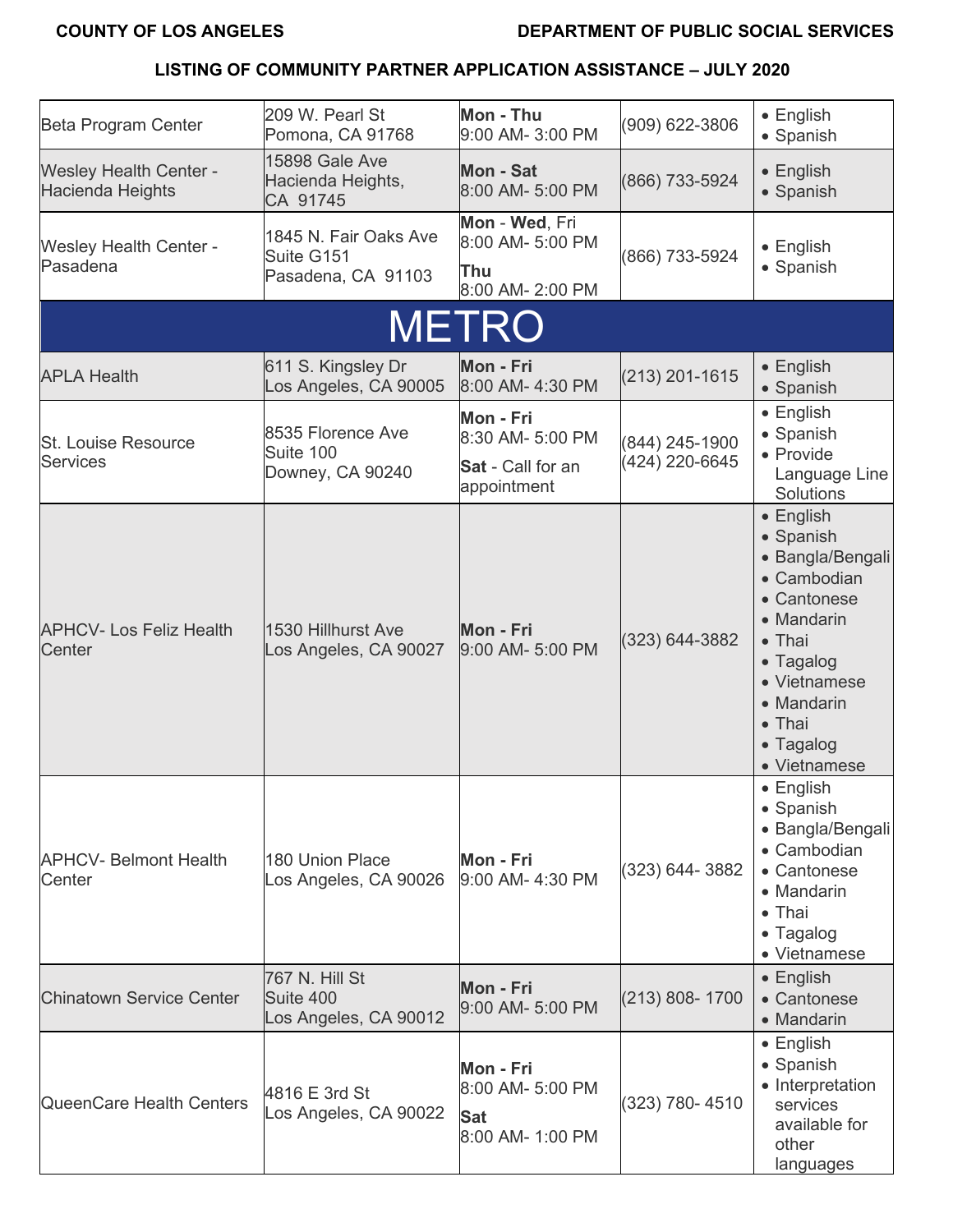**COUNTY OF LOS ANGELES** **DEPARTMENT OF PUBLIC SOCIAL SERVICES**

**LISTING OF COMMUNITY PARTNER APPLICATION ASSISTANCE – JULY 2020**

| | | | | |
|---|---|---|---|---|
| Beta Program Center | 209 W. Pearl St<br>Pomona, CA 91768 | **Mon - Thu**<br>9:00 AM- 3:00 PM | (909) 622-3806 | • English<br>• Spanish |
| Wesley Health Center - Hacienda Heights | 15898 Gale Ave<br>Hacienda Heights, CA 91745 | **Mon - Sat**<br>8:00 AM- 5:00 PM | (866) 733-5924 | • English<br>• Spanish |
| Wesley Health Center - Pasadena | 1845 N. Fair Oaks Ave<br>Suite G151<br>Pasadena, CA 91103 | **Mon** - **Wed**, Fri<br>8:00 AM- 5:00 PM<br>**Thu**<br>8:00 AM- 2:00 PM | (866) 733-5924 | • English<br>• Spanish |
| **METRO** | | | | |
| APLA Health | 611 S. Kingsley Dr<br>Los Angeles, CA 90005 | **Mon - Fri**<br>8:00 AM- 4:30 PM | (213) 201-1615 | • English<br>• Spanish |
| St. Louise Resource Services | 8535 Florence Ave<br>Suite 100<br>Downey, CA 90240 | **Mon - Fri**<br>8:30 AM- 5:00 PM<br>**Sat** - Call for an appointment | (844) 245-1900<br>(424) 220-6645 | • English<br>• Spanish<br>• Provide Language Line Solutions |
| APHCV- Los Feliz Health Center | 1530 Hillhurst Ave<br>Los Angeles, CA 90027 | **Mon - Fri**<br>9:00 AM- 5:00 PM | (323) 644-3882 | • English<br>• Spanish<br>• Bangla/Bengali<br>• Cambodian<br>• Cantonese<br>• Mandarin<br>• Thai<br>• Tagalog<br>• Vietnamese<br>• Mandarin<br>• Thai<br>• Tagalog<br>• Vietnamese |
| APHCV- Belmont Health Center | 180 Union Place<br>Los Angeles, CA 90026 | **Mon - Fri**<br>9:00 AM- 4:30 PM | (323) 644- 3882 | • English<br>• Spanish<br>• Bangla/Bengali<br>• Cambodian<br>• Cantonese<br>• Mandarin<br>• Thai<br>• Tagalog<br>• Vietnamese |
| Chinatown Service Center | 767 N. Hill St<br>Suite 400<br>Los Angeles, CA 90012 | **Mon - Fri**<br>9:00 AM- 5:00 PM | (213) 808- 1700 | • English<br>• Cantonese<br>• Mandarin |
| QueenCare Health Centers | 4816 E 3rd St<br>Los Angeles, CA 90022 | **Mon - Fri**<br>8:00 AM- 5:00 PM<br>**Sat**<br>8:00 AM- 1:00 PM | (323) 780- 4510 | • English<br>• Spanish<br>• Interpretation services available for other languages |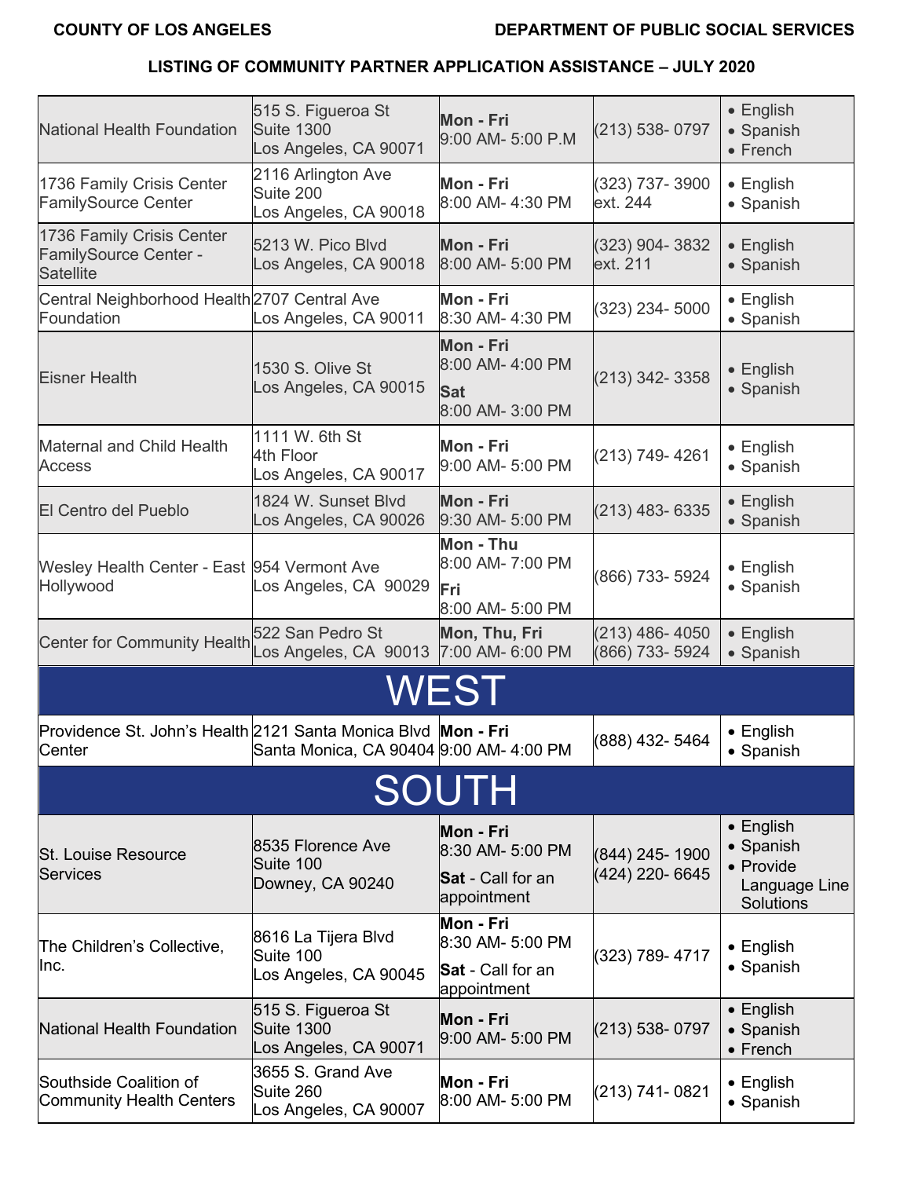**COUNTY OF LOS ANGELES** **DEPARTMENT OF PUBLIC SOCIAL SERVICES**

**LISTING OF COMMUNITY PARTNER APPLICATION ASSISTANCE – JULY 2020**

| | | | | |
|---|---|---|---|---|
| National Health Foundation | 515 S. Figueroa St<br>Suite 1300<br>Los Angeles, CA 90071 | **Mon - Fri**<br>9:00 AM- 5:00 P.M | (213) 538- 0797 | • English<br>• Spanish<br>• French |
| 1736 Family Crisis Center FamilySource Center | 2116 Arlington Ave<br>Suite 200<br>Los Angeles, CA 90018 | **Mon - Fri**<br>8:00 AM- 4:30 PM | (323) 737- 3900 ext. 244 | • English<br>• Spanish |
| 1736 Family Crisis Center FamilySource Center - Satellite | 5213 W. Pico Blvd<br>Los Angeles, CA 90018 | **Mon - Fri**<br>8:00 AM- 5:00 PM | (323) 904- 3832 ext. 211 | • English<br>• Spanish |
| Central Neighborhood Health Foundation | 2707 Central Ave<br>Los Angeles, CA 90011 | **Mon - Fri**<br>8:30 AM- 4:30 PM | (323) 234- 5000 | • English<br>• Spanish |
| Eisner Health | 1530 S. Olive St<br>Los Angeles, CA 90015 | **Mon - Fri**<br>8:00 AM- 4:00 PM<br>**Sat**<br>8:00 AM- 3:00 PM | (213) 342- 3358 | • English<br>• Spanish |
| Maternal and Child Health Access | 1111 W. 6th St<br>4th Floor<br>Los Angeles, CA 90017 | **Mon - Fri**<br>9:00 AM- 5:00 PM | (213) 749- 4261 | • English<br>• Spanish |
| El Centro del Pueblo | 1824 W. Sunset Blvd<br>Los Angeles, CA 90026 | **Mon - Fri**<br>9:30 AM- 5:00 PM | (213) 483- 6335 | • English<br>• Spanish |
| Wesley Health Center - East Hollywood | 954 Vermont Ave<br>Los Angeles, CA 90029 | **Mon - Thu**<br>8:00 AM- 7:00 PM<br>**Fri**<br>8:00 AM- 5:00 PM | (866) 733- 5924 | • English<br>• Spanish |
| Center for Community Health | 522 San Pedro St<br>Los Angeles, CA 90013 | **Mon, Thu, Fri**<br>7:00 AM- 6:00 PM | (213) 486- 4050<br>(866) 733- 5924 | • English<br>• Spanish |
| **WEST** | | | | |
| Providence St. John's Health Center | 2121 Santa Monica Blvd<br>Santa Monica, CA 90404 | **Mon - Fri**<br>9:00 AM- 4:00 PM | (888) 432- 5464 | • English<br>• Spanish |
| **SOUTH** | | | | |
| St. Louise Resource Services | 8535 Florence Ave<br>Suite 100<br>Downey, CA 90240 | **Mon - Fri**<br>8:30 AM- 5:00 PM<br>**Sat** - Call for an appointment | (844) 245- 1900<br>(424) 220- 6645 | • English<br>• Spanish<br>• Provide Language Line Solutions |
| The Children's Collective, Inc. | 8616 La Tijera Blvd<br>Suite 100<br>Los Angeles, CA 90045 | **Mon - Fri**<br>8:30 AM- 5:00 PM<br>**Sat** - Call for an appointment | (323) 789- 4717 | • English<br>• Spanish |
| National Health Foundation | 515 S. Figueroa St<br>Suite 1300<br>Los Angeles, CA 90071 | **Mon - Fri**<br>9:00 AM- 5:00 PM | (213) 538- 0797 | • English<br>• Spanish<br>• French |
| Southside Coalition of Community Health Centers | 3655 S. Grand Ave<br>Suite 260<br>Los Angeles, CA 90007 | **Mon - Fri**<br>8:00 AM- 5:00 PM | (213) 741- 0821 | • English<br>• Spanish |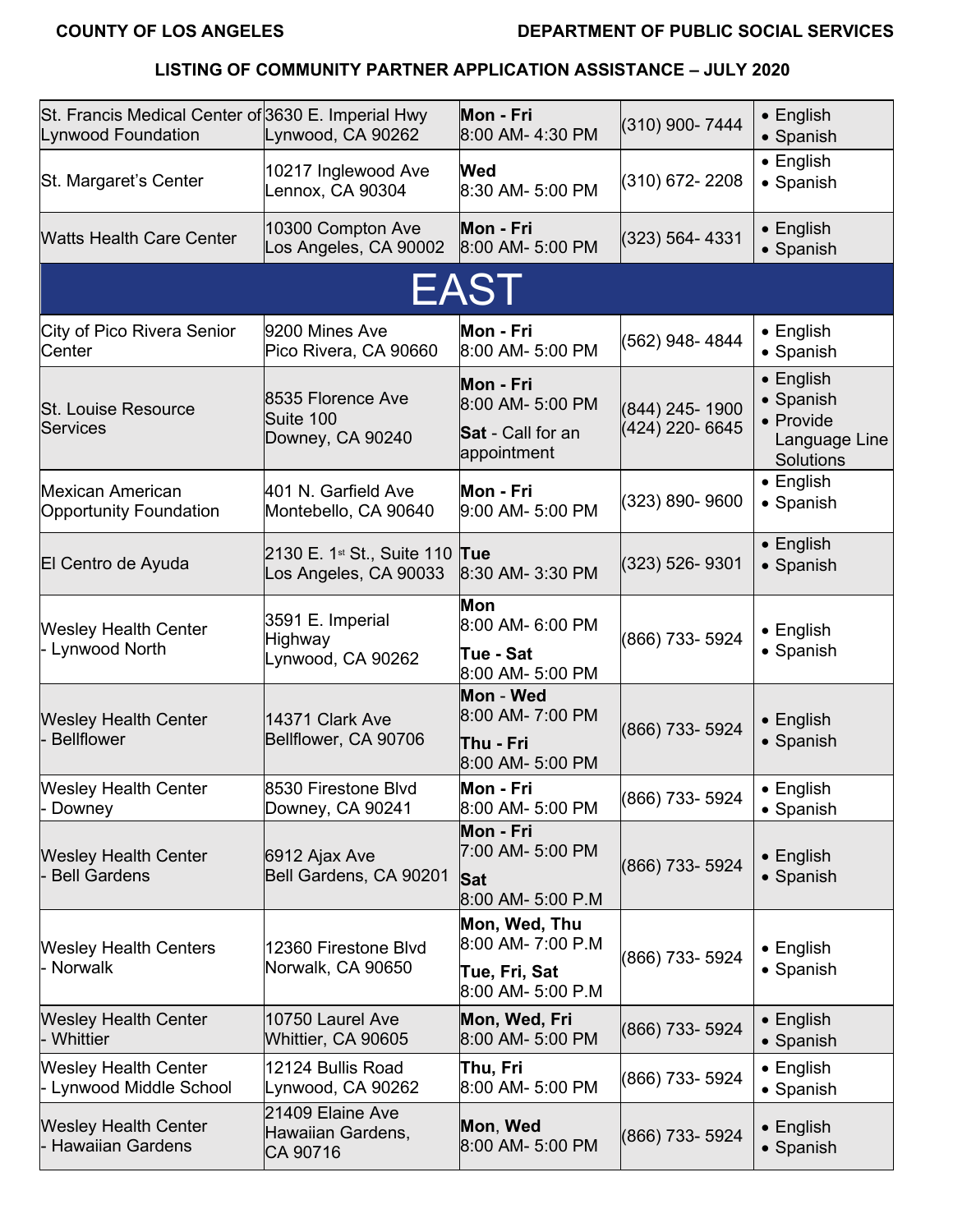**COUNTY OF LOS ANGELES** **DEPARTMENT OF PUBLIC SOCIAL SERVICES**

**LISTING OF COMMUNITY PARTNER APPLICATION ASSISTANCE – JULY 2020**

| | | | | |
|---|---|---|---|---|
| St. Francis Medical Center of Lynwood Foundation | 3630 E. Imperial Hwy Lynwood, CA 90262 | **Mon - Fri** 8:00 AM- 4:30 PM | (310) 900- 7444 | • English • Spanish |
| St. Margaret's Center | 10217 Inglewood Ave Lennox, CA 90304 | **Wed** 8:30 AM- 5:00 PM | (310) 672- 2208 | • English • Spanish |
| Watts Health Care Center | 10300 Compton Ave Los Angeles, CA 90002 | **Mon - Fri** 8:00 AM- 5:00 PM | (323) 564- 4331 | • English • Spanish |
| **EAST** | | | | |
| City of Pico Rivera Senior Center | 9200 Mines Ave Pico Rivera, CA 90660 | **Mon - Fri** 8:00 AM- 5:00 PM | (562) 948- 4844 | • English • Spanish |
| St. Louise Resource Services | 8535 Florence Ave Suite 100 Downey, CA 90240 | **Mon - Fri** 8:00 AM- 5:00 PM **Sat** - Call for an appointment | (844) 245- 1900 (424) 220- 6645 | • English • Spanish • Provide Language Line Solutions |
| Mexican American Opportunity Foundation | 401 N. Garfield Ave Montebello, CA 90640 | **Mon - Fri** 9:00 AM- 5:00 PM | (323) 890- 9600 | • English • Spanish |
| El Centro de Ayuda | 2130 E. 1st St., Suite 110 Los Angeles, CA 90033 | **Tue** 8:30 AM- 3:30 PM | (323) 526- 9301 | • English • Spanish |
| Wesley Health Center - Lynwood North | 3591 E. Imperial Highway Lynwood, CA 90262 | **Mon** 8:00 AM- 6:00 PM **Tue - Sat** 8:00 AM- 5:00 PM | (866) 733- 5924 | • English • Spanish |
| Wesley Health Center - Bellflower | 14371 Clark Ave Bellflower, CA 90706 | **Mon - Wed** 8:00 AM- 7:00 PM **Thu - Fri** 8:00 AM- 5:00 PM | (866) 733- 5924 | • English • Spanish |
| Wesley Health Center - Downey | 8530 Firestone Blvd Downey, CA 90241 | **Mon - Fri** 8:00 AM- 5:00 PM | (866) 733- 5924 | • English • Spanish |
| Wesley Health Center - Bell Gardens | 6912 Ajax Ave Bell Gardens, CA 90201 | **Mon - Fri** 7:00 AM- 5:00 PM **Sat** 8:00 AM- 5:00 P.M | (866) 733- 5924 | • English • Spanish |
| Wesley Health Centers - Norwalk | 12360 Firestone Blvd Norwalk, CA 90650 | **Mon, Wed, Thu** 8:00 AM- 7:00 P.M **Tue, Fri, Sat** 8:00 AM- 5:00 P.M | (866) 733- 5924 | • English • Spanish |
| Wesley Health Center - Whittier | 10750 Laurel Ave Whittier, CA 90605 | **Mon, Wed, Fri** 8:00 AM- 5:00 PM | (866) 733- 5924 | • English • Spanish |
| Wesley Health Center - Lynwood Middle School | 12124 Bullis Road Lynwood, CA 90262 | **Thu, Fri** 8:00 AM- 5:00 PM | (866) 733- 5924 | • English • Spanish |
| Wesley Health Center - Hawaiian Gardens | 21409 Elaine Ave Hawaiian Gardens, CA 90716 | **Mon, Wed** 8:00 AM- 5:00 PM | (866) 733- 5924 | • English • Spanish |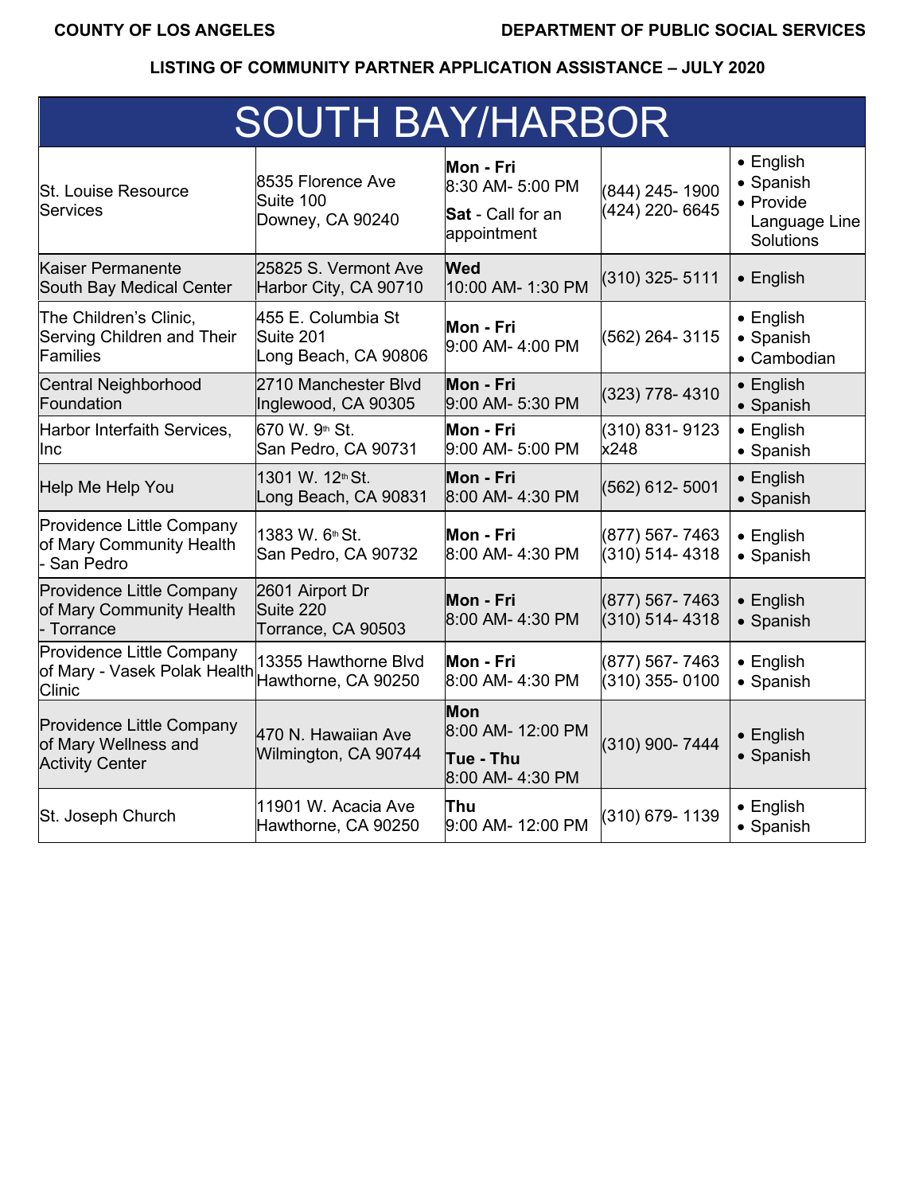COUNTY OF LOS ANGELES — DEPARTMENT OF PUBLIC SOCIAL SERVICES

**LISTING OF COMMUNITY PARTNER APPLICATION ASSISTANCE – JULY 2020**

# SOUTH BAY/HARBOR

| | | | | |
|---|---|---|---|---|
| St. Louise Resource Services | 8535 Florence Ave<br>Suite 100<br>Downey, CA 90240 | **Mon - Fri**<br>8:30 AM- 5:00 PM<br>**Sat** - Call for an appointment | (844) 245- 1900<br>(424) 220- 6645 | • English<br>• Spanish<br>• Provide Language Line Solutions |
| Kaiser Permanente South Bay Medical Center | 25825 S. Vermont Ave<br>Harbor City, CA 90710 | **Wed**<br>10:00 AM- 1:30 PM | (310) 325- 5111 | • English |
| The Children's Clinic, Serving Children and Their Families | 455 E. Columbia St<br>Suite 201<br>Long Beach, CA 90806 | **Mon - Fri**<br>9:00 AM- 4:00 PM | (562) 264- 3115 | • English<br>• Spanish<br>• Cambodian |
| Central Neighborhood Foundation | 2710 Manchester Blvd<br>Inglewood, CA 90305 | **Mon - Fri**<br>9:00 AM- 5:30 PM | (323) 778- 4310 | • English<br>• Spanish |
| Harbor Interfaith Services, Inc | 670 W. 9th St.<br>San Pedro, CA 90731 | **Mon - Fri**<br>9:00 AM- 5:00 PM | (310) 831- 9123 x248 | • English<br>• Spanish |
| Help Me Help You | 1301 W. 12th St.<br>Long Beach, CA 90831 | **Mon - Fri**<br>8:00 AM- 4:30 PM | (562) 612- 5001 | • English<br>• Spanish |
| Providence Little Company of Mary Community Health - San Pedro | 1383 W. 6th St.<br>San Pedro, CA 90732 | **Mon - Fri**<br>8:00 AM- 4:30 PM | (877) 567- 7463<br>(310) 514- 4318 | • English<br>• Spanish |
| Providence Little Company of Mary Community Health - Torrance | 2601 Airport Dr<br>Suite 220<br>Torrance, CA 90503 | **Mon - Fri**<br>8:00 AM- 4:30 PM | (877) 567- 7463<br>(310) 514- 4318 | • English<br>• Spanish |
| Providence Little Company of Mary - Vasek Polak Health Clinic | 13355 Hawthorne Blvd<br>Hawthorne, CA 90250 | **Mon - Fri**<br>8:00 AM- 4:30 PM | (877) 567- 7463<br>(310) 355- 0100 | • English<br>• Spanish |
| Providence Little Company of Mary Wellness and Activity Center | 470 N. Hawaiian Ave<br>Wilmington, CA 90744 | **Mon**<br>8:00 AM- 12:00 PM<br>**Tue - Thu**<br>8:00 AM- 4:30 PM | (310) 900- 7444 | • English<br>• Spanish |
| St. Joseph Church | 11901 W. Acacia Ave<br>Hawthorne, CA 90250 | **Thu**<br>9:00 AM- 12:00 PM | (310) 679- 1139 | • English<br>• Spanish |